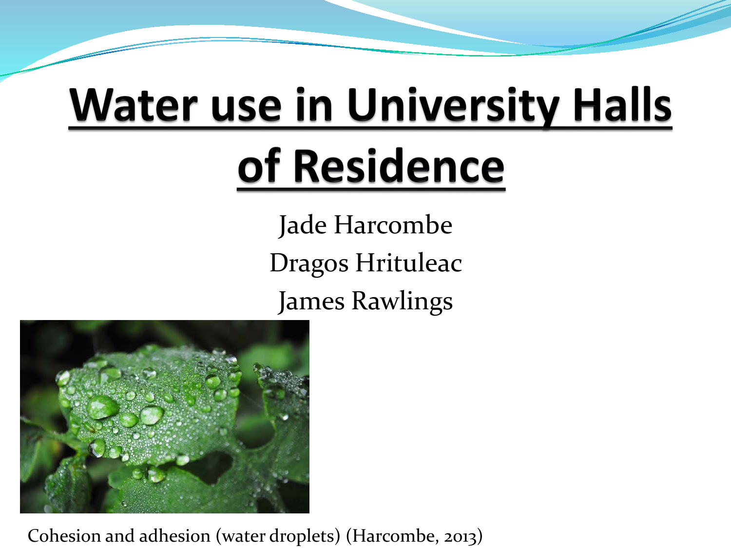# Water use in University Halls of Residence

Jade Harcombe

Dragos Hrituleac

James Rawlings

Cohesion and adhesion (water droplets) (Harcombe, 2013)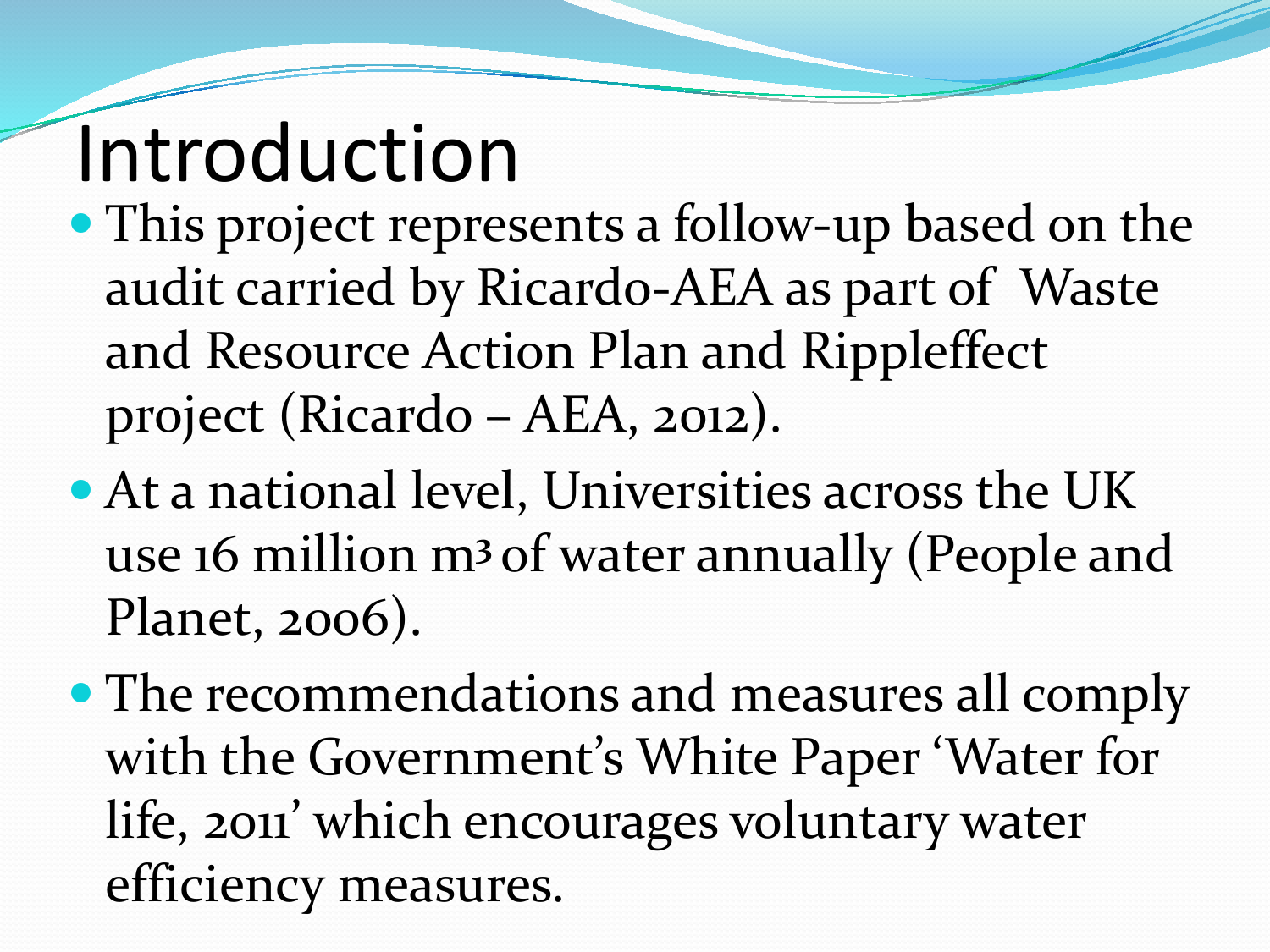# Introduction

- This project represents a follow-up based on the audit carried by Ricardo-AEA as part of  Waste and Resource Action Plan and Rippleffect project (Ricardo – AEA, 2012).
- At a national level, Universities across the UK use 16 million $m^3$ of water annually (People and Planet, 2006).
- The recommendations and measures all comply with the Government's White Paper 'Water for life, 2011' which encourages voluntary water efficiency measures.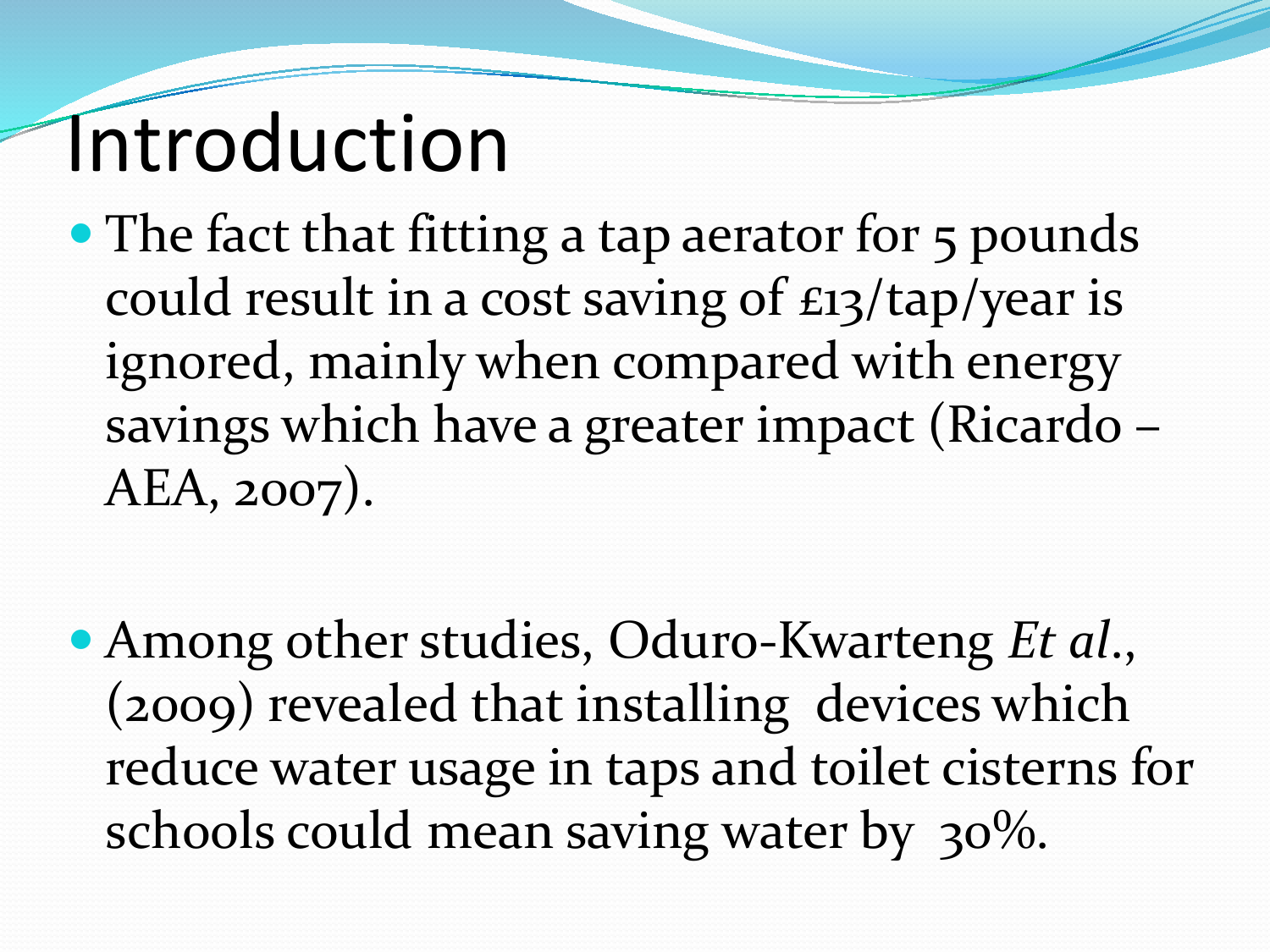# Introduction

- The fact that fitting a tap aerator for 5 pounds could result in a cost saving of £13/tap/year is ignored, mainly when compared with energy savings which have a greater impact (Ricardo – AEA, 2007).

- Among other studies, Oduro-Kwarteng *Et al.*, (2009) revealed that installing devices which reduce water usage in taps and toilet cisterns for schools could mean saving water by 30%.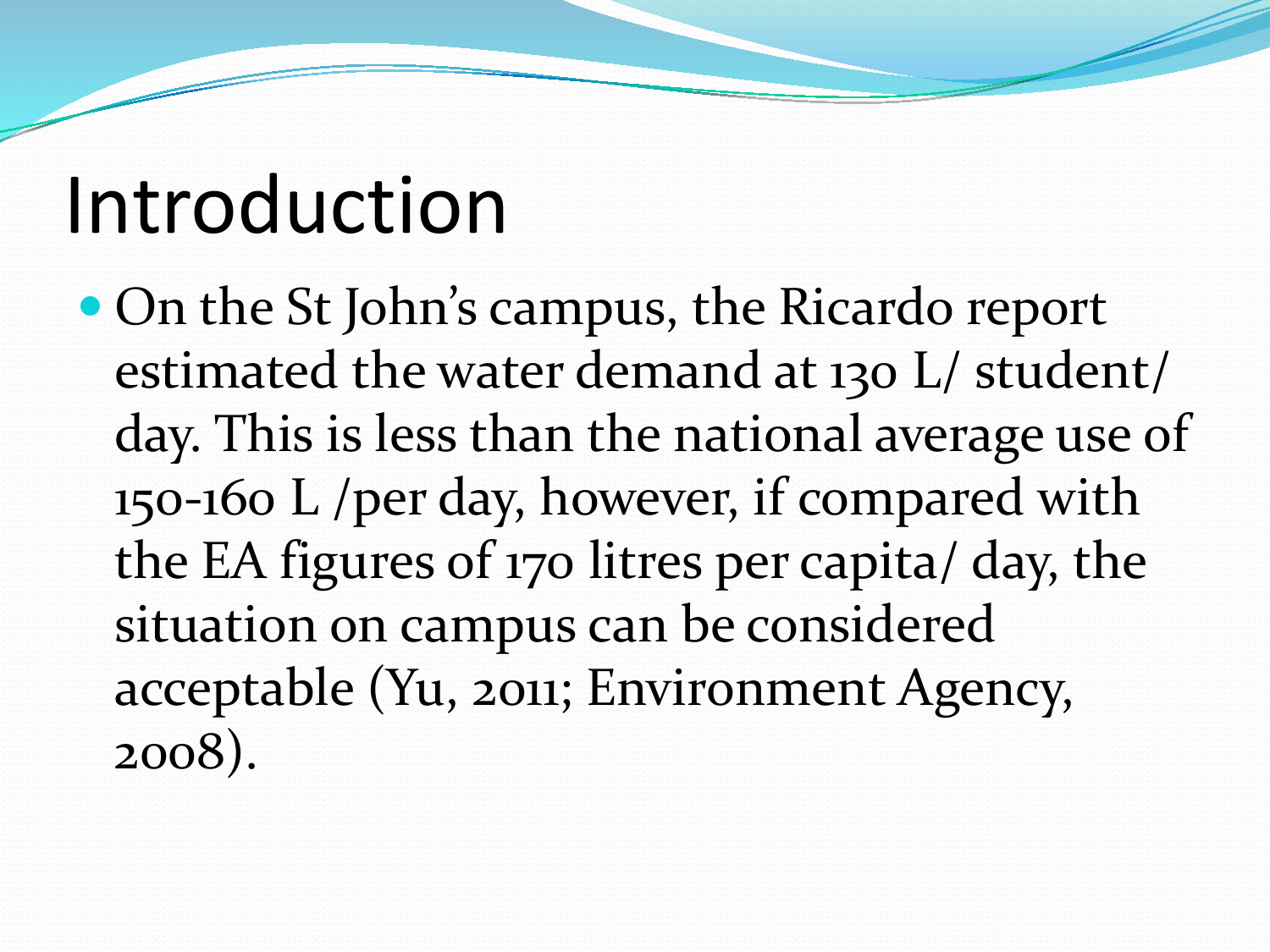# Introduction

- On the St John's campus, the Ricardo report estimated the water demand at 130 L/ student/ day. This is less than the national average use of 150-160 L /per day, however, if compared with the EA figures of 170 litres per capita/ day, the situation on campus can be considered acceptable (Yu, 2011; Environment Agency, 2008).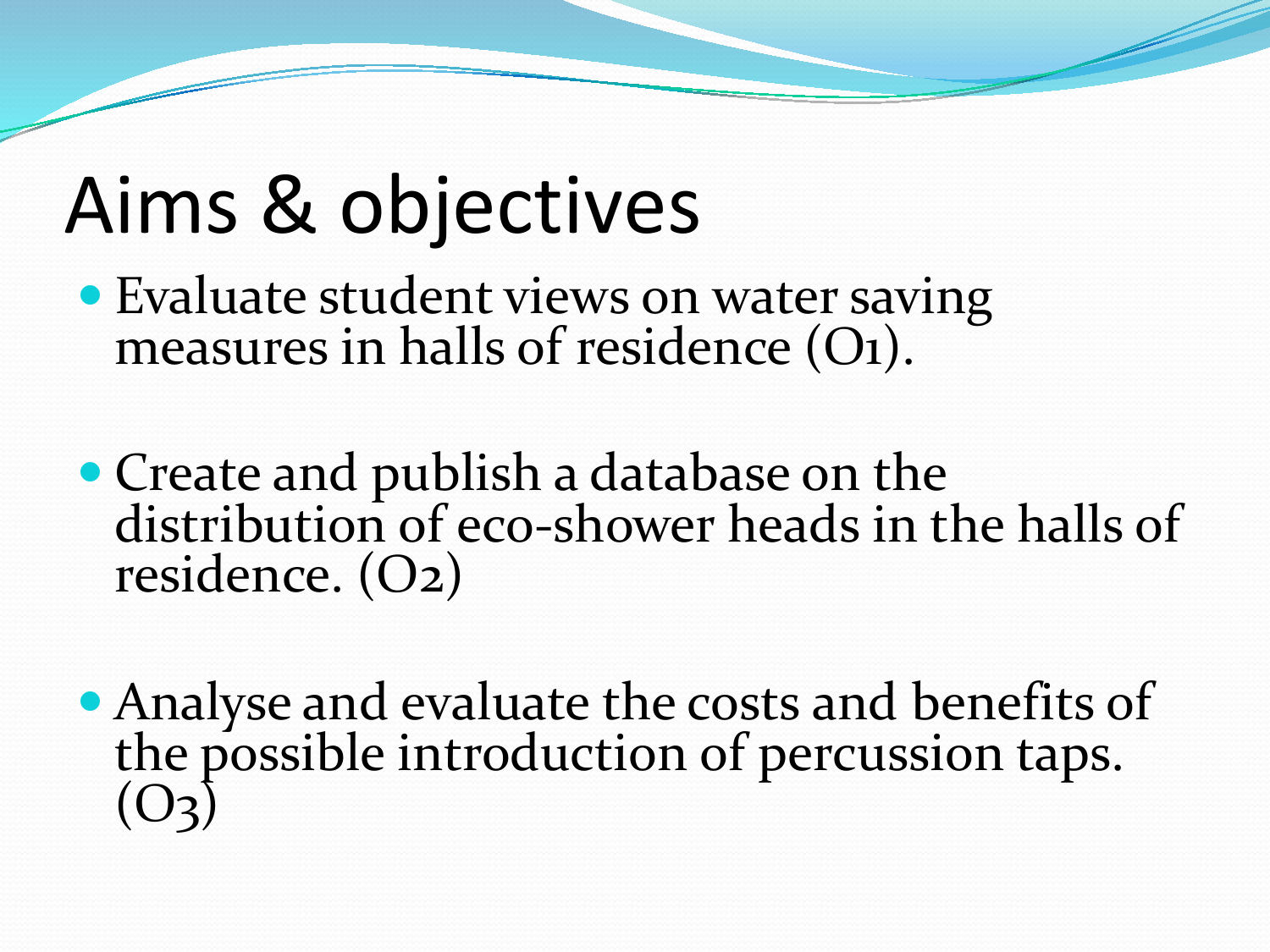# Aims & objectives

- Evaluate student views on water saving measures in halls of residence (O1).
- Create and publish a database on the distribution of eco-shower heads in the halls of residence. (O2)
- Analyse and evaluate the costs and benefits of the possible introduction of percussion taps. (O3)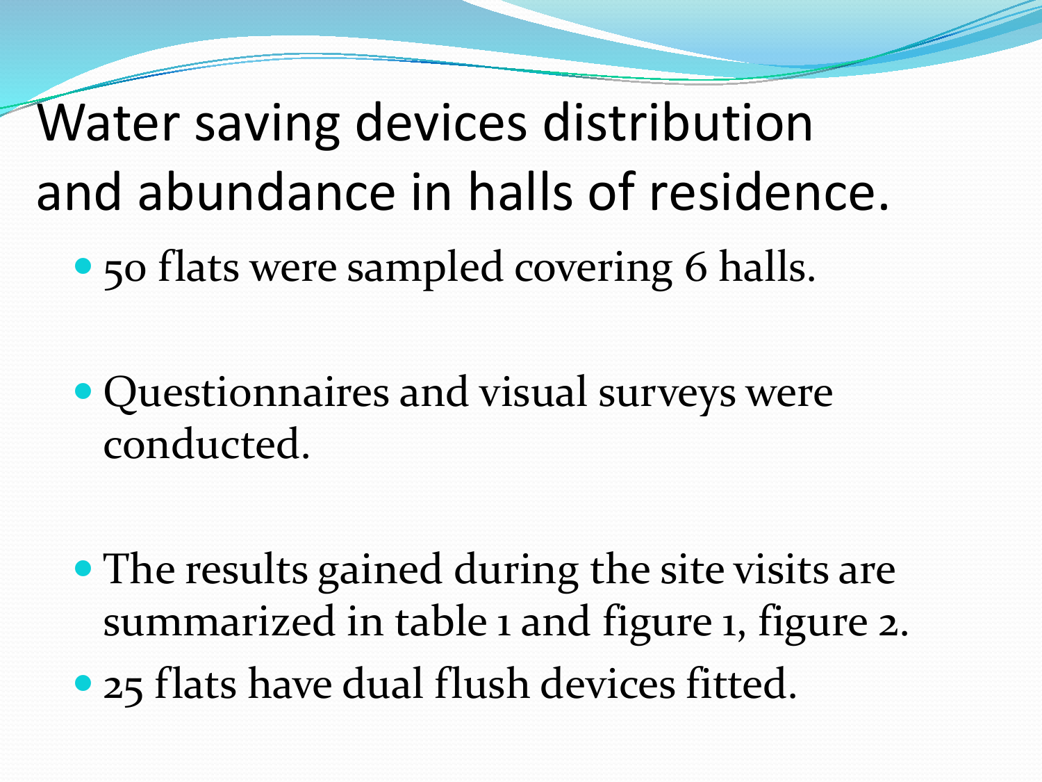# Water saving devices distribution and abundance in halls of residence.

- 50 flats were sampled covering 6 halls.
- Questionnaires and visual surveys were conducted.
- The results gained during the site visits are summarized in table 1 and figure 1, figure 2.
- 25 flats have dual flush devices fitted.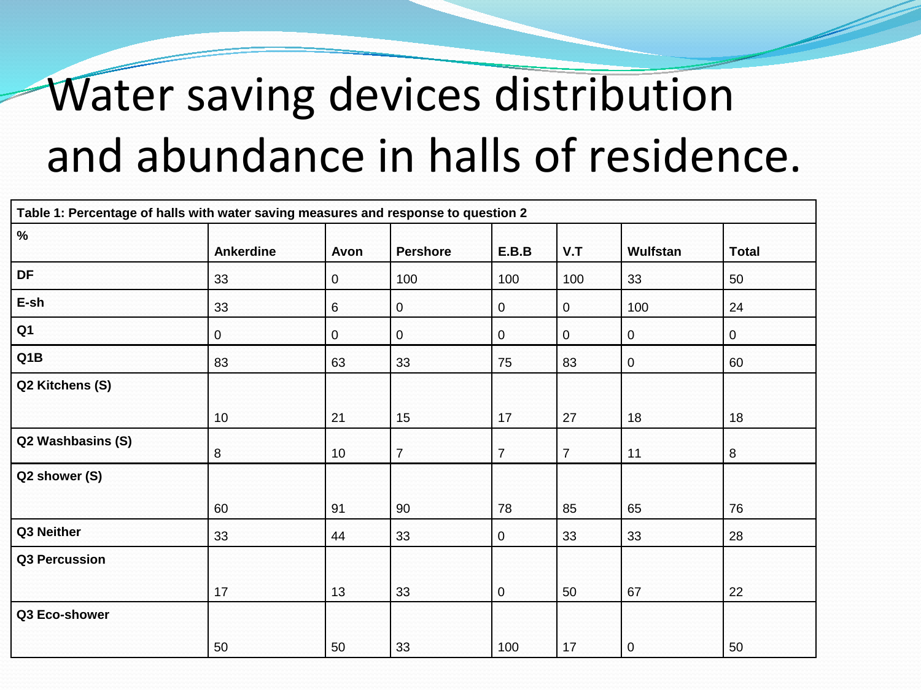# Water saving devices distribution and abundance in halls of residence.

**Table 1: Percentage of halls with water saving measures and response to question 2**

| % | Ankerdine | Avon | Pershore | E.B.B | V.T | Wulfstan | Total |
|---|---|---|---|---|---|---|---|
| DF | 33 | 0 | 100 | 100 | 100 | 33 | 50 |
| E-sh | 33 | 6 | 0 | 0 | 0 | 100 | 24 |
| Q1 | 0 | 0 | 0 | 0 | 0 | 0 | 0 |
| Q1B | 83 | 63 | 33 | 75 | 83 | 0 | 60 |
| Q2 Kitchens (S) | 10 | 21 | 15 | 17 | 27 | 18 | 18 |
| Q2 Washbasins (S) | 8 | 10 | 7 | 7 | 7 | 11 | 8 |
| Q2 shower (S) | 60 | 91 | 90 | 78 | 85 | 65 | 76 |
| Q3 Neither | 33 | 44 | 33 | 0 | 33 | 33 | 28 |
| Q3 Percussion | 17 | 13 | 33 | 0 | 50 | 67 | 22 |
| Q3 Eco-shower | 50 | 50 | 33 | 100 | 17 | 0 | 50 |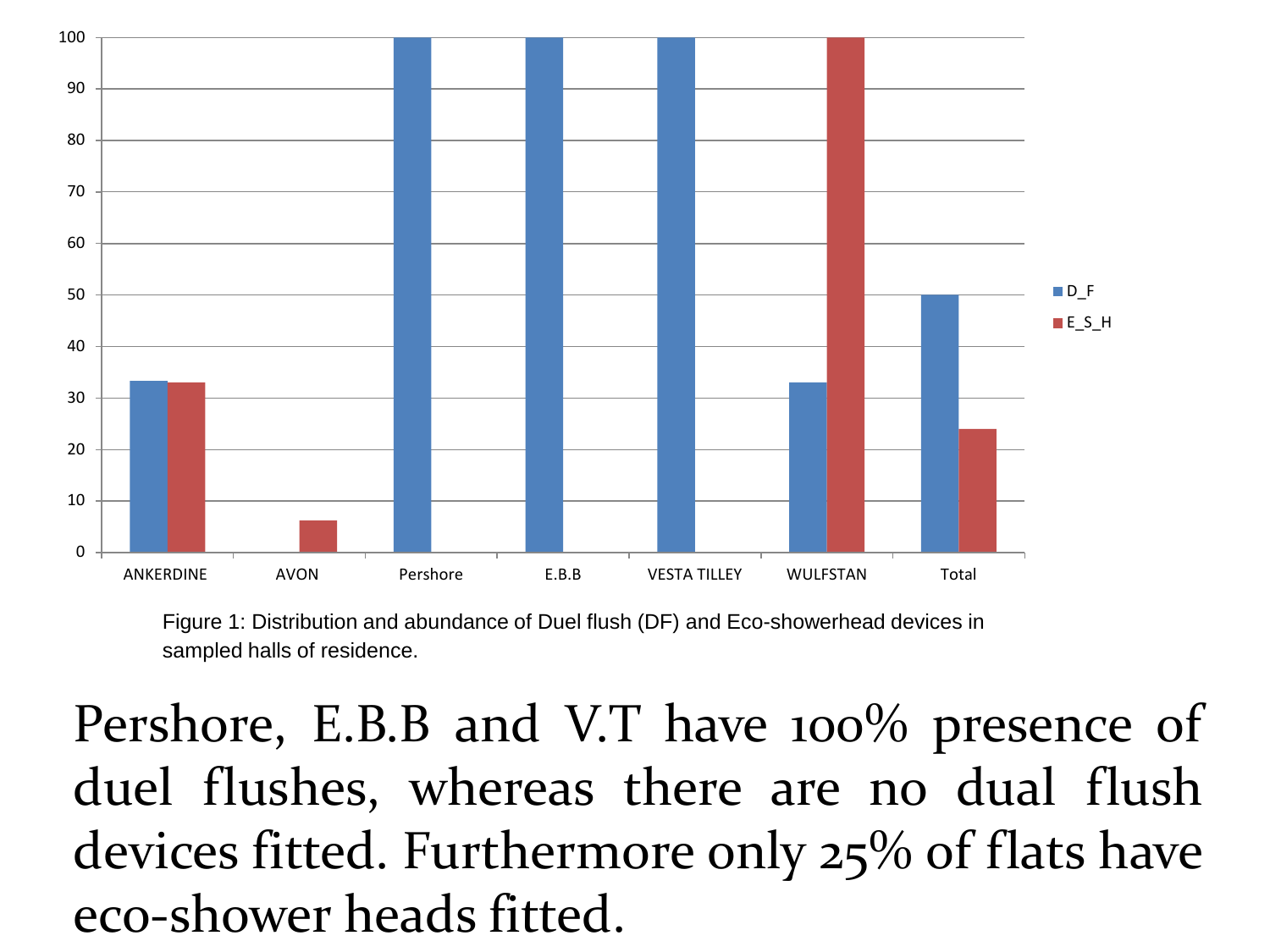Figure 1: Distribution and abundance of Duel flush (DF) and Eco-showerhead devices in sampled halls of residence.

Pershore, E.B.B and V.T have 100% presence of duel flushes, whereas there are no dual flush devices fitted. Furthermore only 25% of flats have eco-shower heads fitted.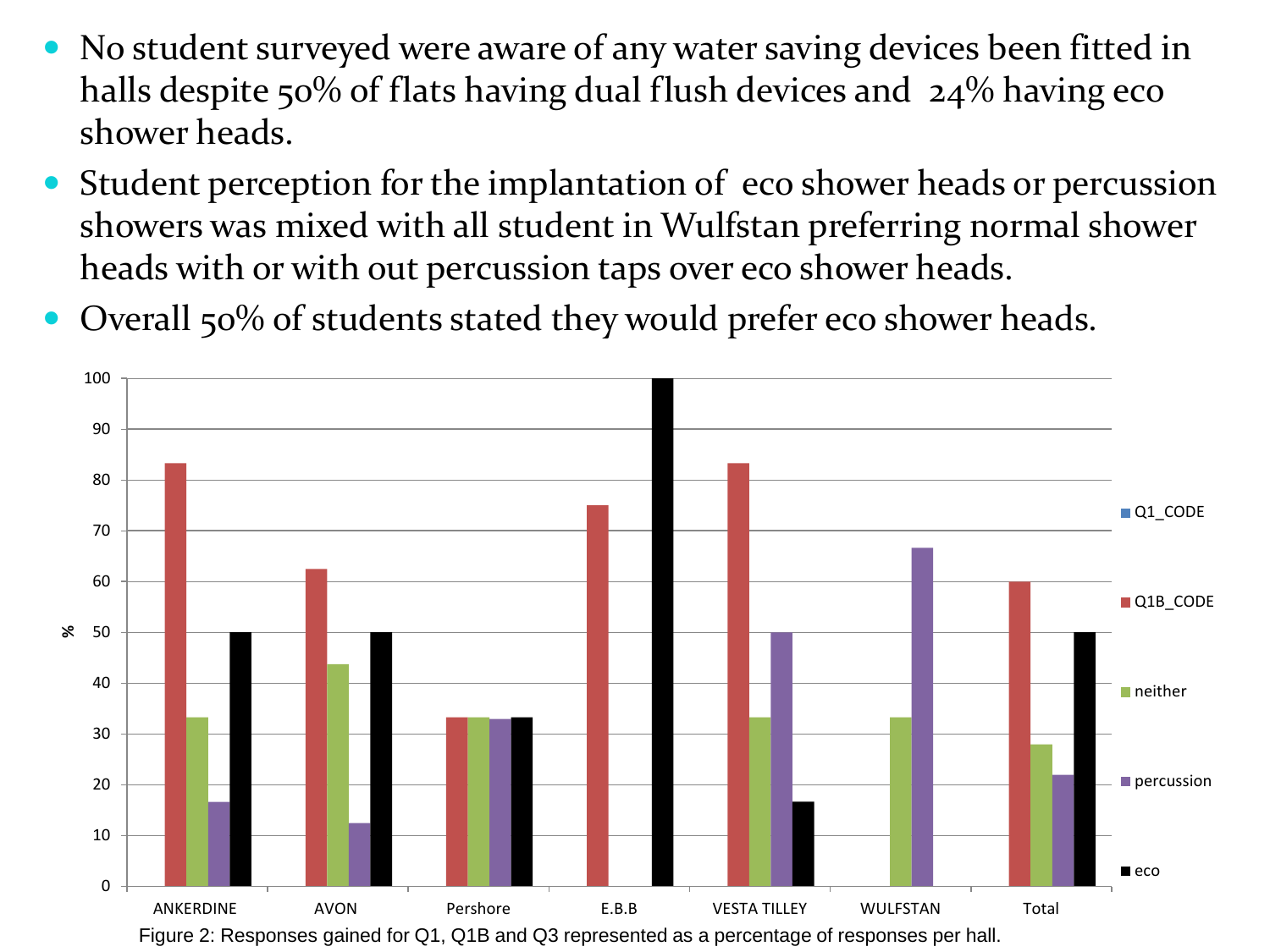- No student surveyed were aware of any water saving devices been fitted in halls despite 50% of flats having dual flush devices and 24% having eco shower heads.
- Student perception for the implantation of eco shower heads or percussion showers was mixed with all student in Wulfstan preferring normal shower heads with or with out percussion taps over eco shower heads.
- Overall 50% of students stated they would prefer eco shower heads.

Figure 2: Responses gained for Q1, Q1B and Q3 represented as a percentage of responses per hall.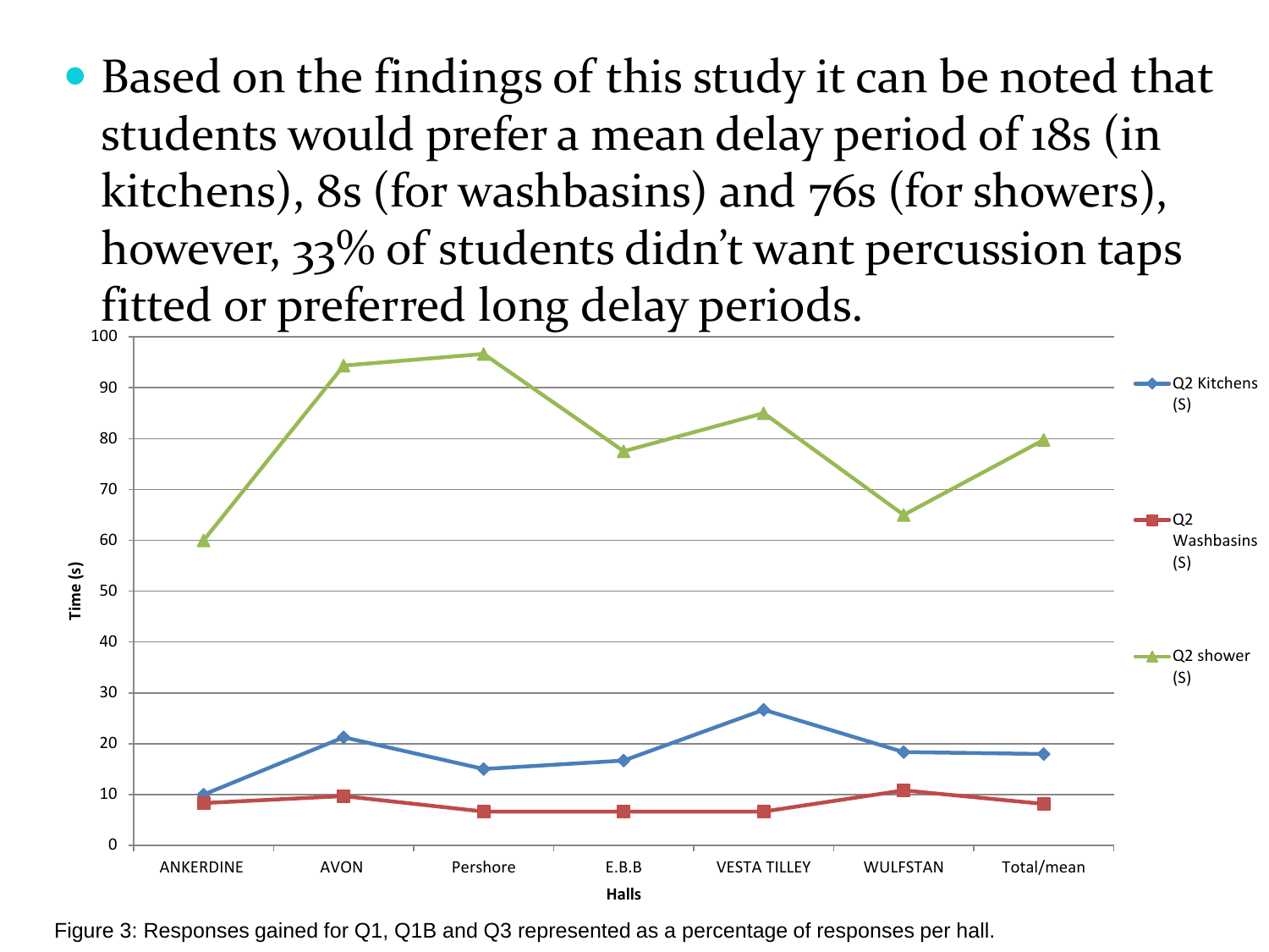- Based on the findings of this study it can be noted that students would prefer a mean delay period of 18s (in kitchens), 8s (for washbasins) and 76s (for showers), however, 33% of students didn't want percussion taps fitted or preferred long delay periods.

Figure 3: Responses gained for Q1, Q1B and Q3 represented as a percentage of responses per hall.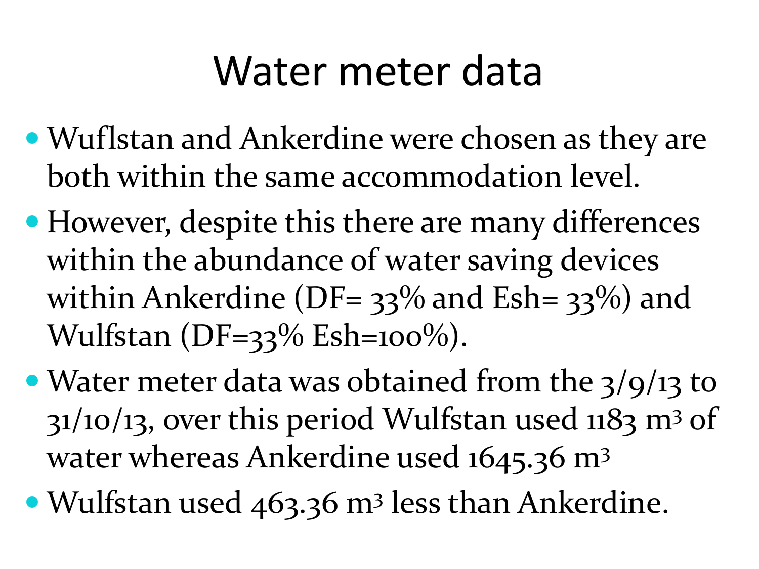# Water meter data

- Wuflstan and Ankerdine were chosen as they are both within the same accommodation level.
- However, despite this there are many differences within the abundance of water saving devices within Ankerdine (DF= 33% and Esh= 33%) and Wulfstan (DF=33% Esh=100%).
- Water meter data was obtained from the 3/9/13 to 31/10/13, over this period Wulfstan used 1183 $m^3$ of water whereas Ankerdine used 1645.36 $m^3$
- Wulfstan used 463.36 $m^3$ less than Ankerdine.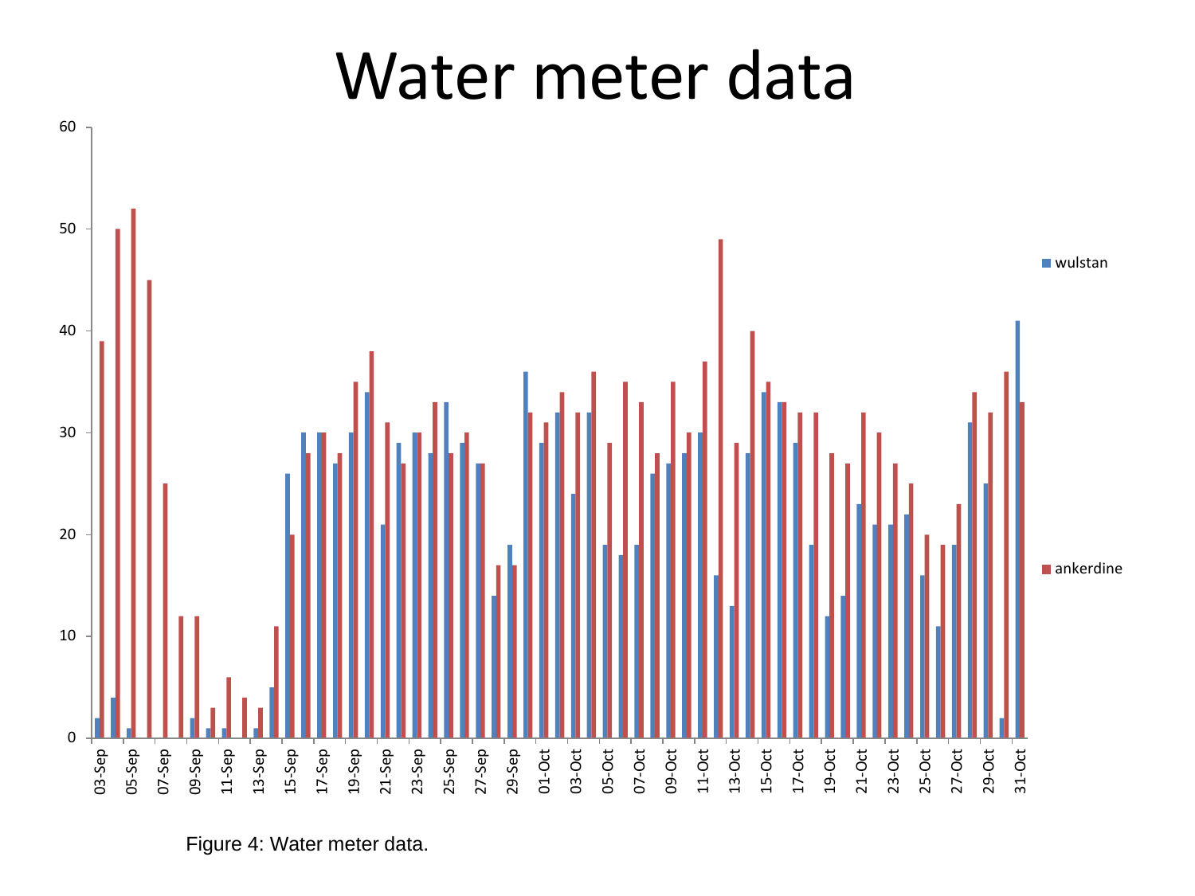# Water meter data

Figure 4: Water meter data.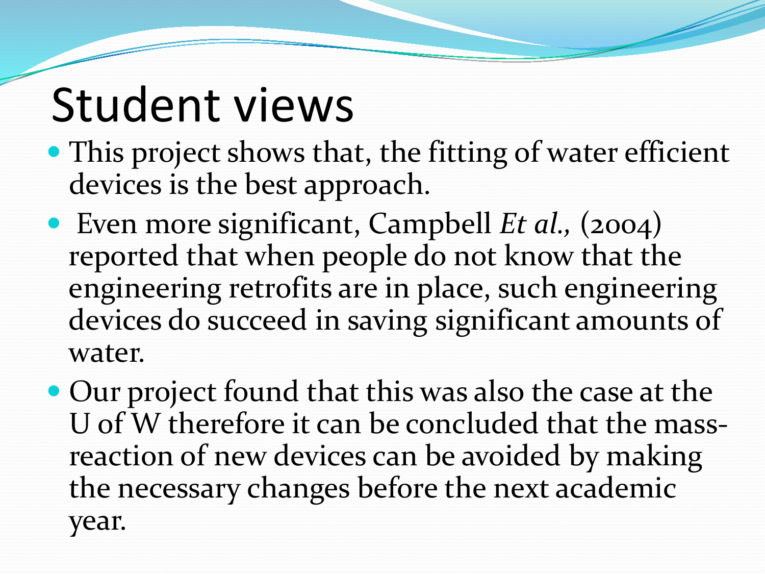# Student views

- This project shows that, the fitting of water efficient devices is the best approach.
- Even more significant, Campbell *Et al.,* (2004) reported that when people do not know that the engineering retrofits are in place, such engineering devices do succeed in saving significant amounts of water.
- Our project found that this was also the case at the U of W therefore it can be concluded that the mass-reaction of new devices can be avoided by making the necessary changes before the next academic year.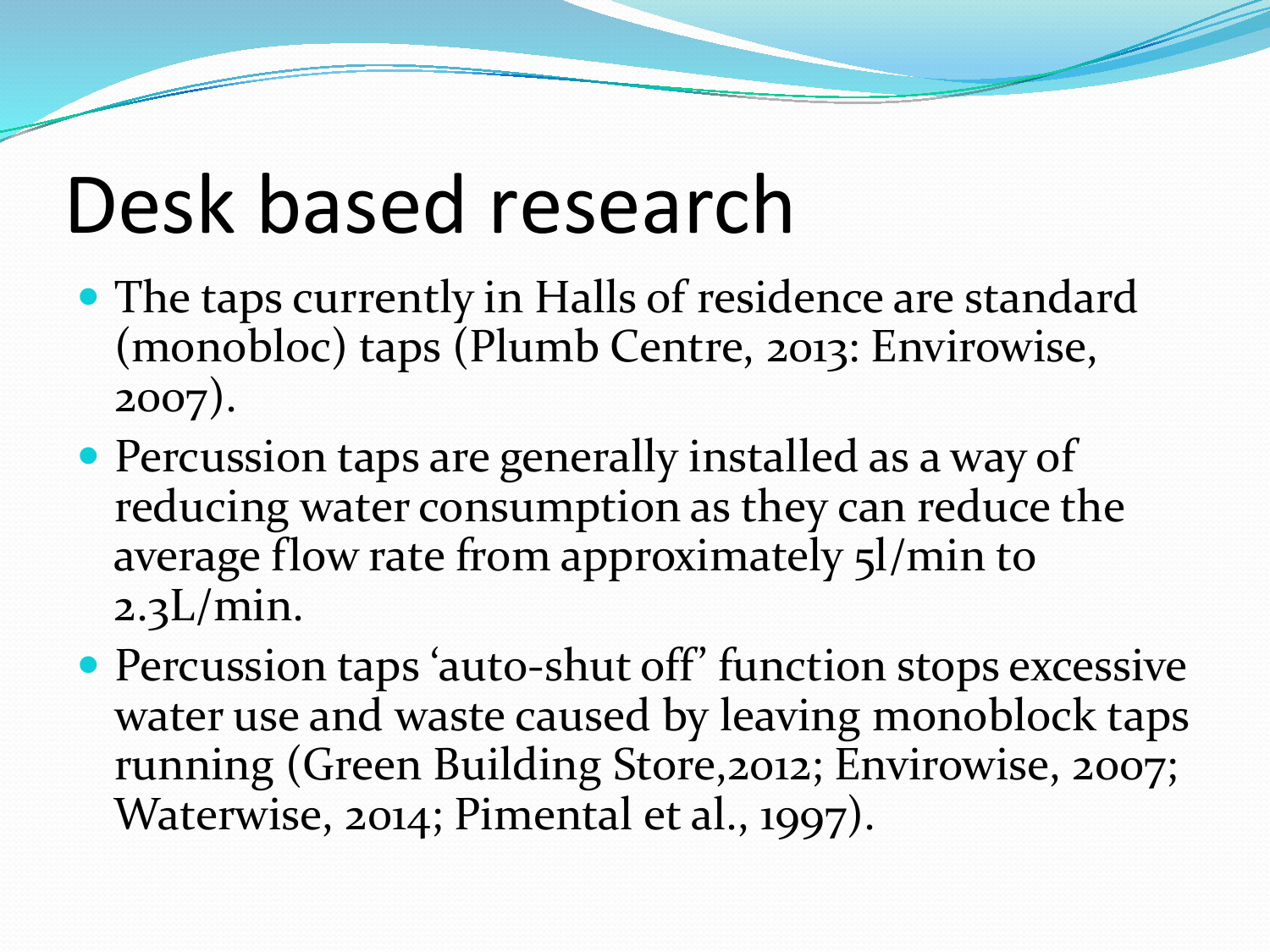# Desk based research

- The taps currently in Halls of residence are standard (monobloc) taps (Plumb Centre, 2013: Envirowise, 2007).
- Percussion taps are generally installed as a way of reducing water consumption as they can reduce the average flow rate from approximately 5l/min to 2.3L/min.
- Percussion taps 'auto-shut off' function stops excessive water use and waste caused by leaving monoblock taps running (Green Building Store,2012; Envirowise, 2007; Waterwise, 2014; Pimental et al., 1997).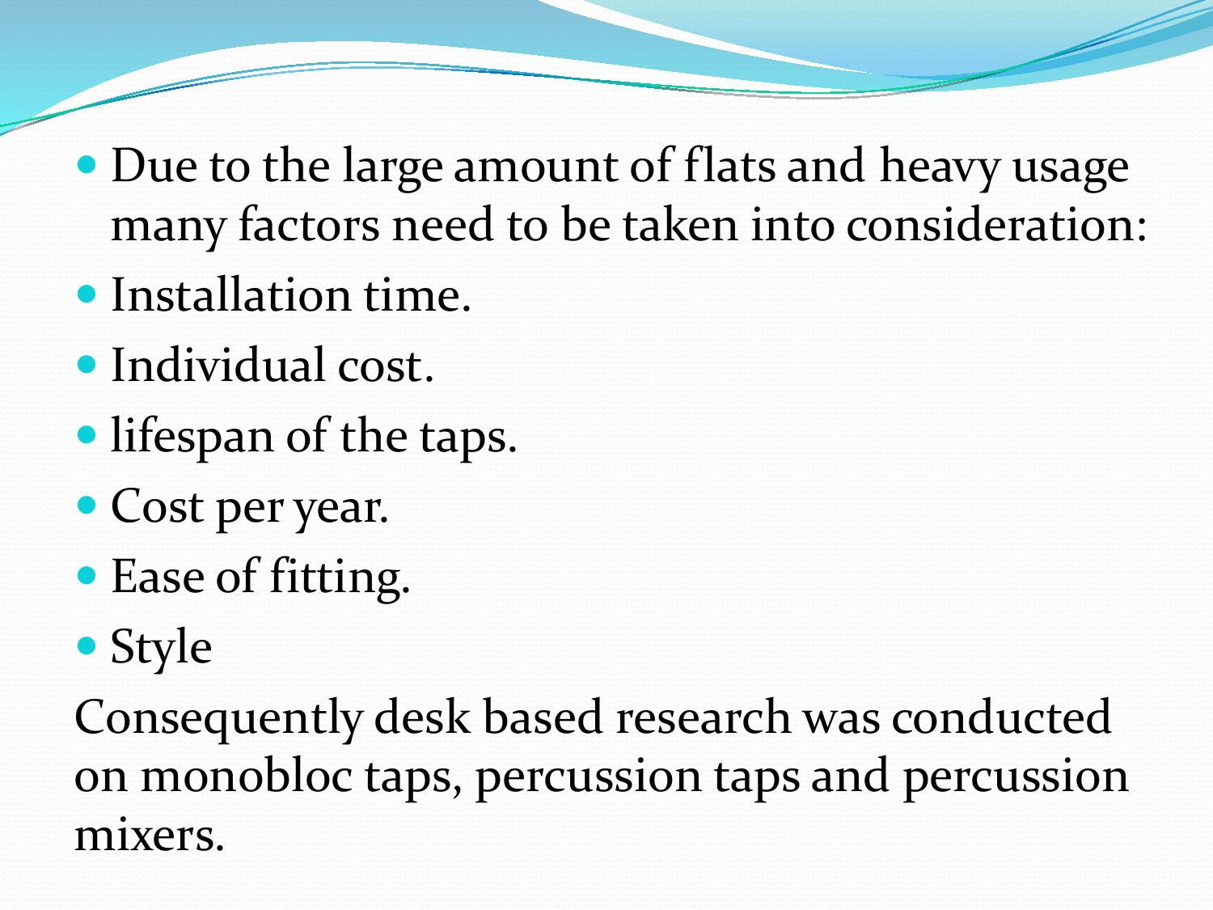- Due to the large amount of flats and heavy usage many factors need to be taken into consideration:
- Installation time.
- Individual cost.
- lifespan of the taps.
- Cost per year.
- Ease of fitting.
- Style

Consequently desk based research was conducted on monobloc taps, percussion taps and percussion mixers.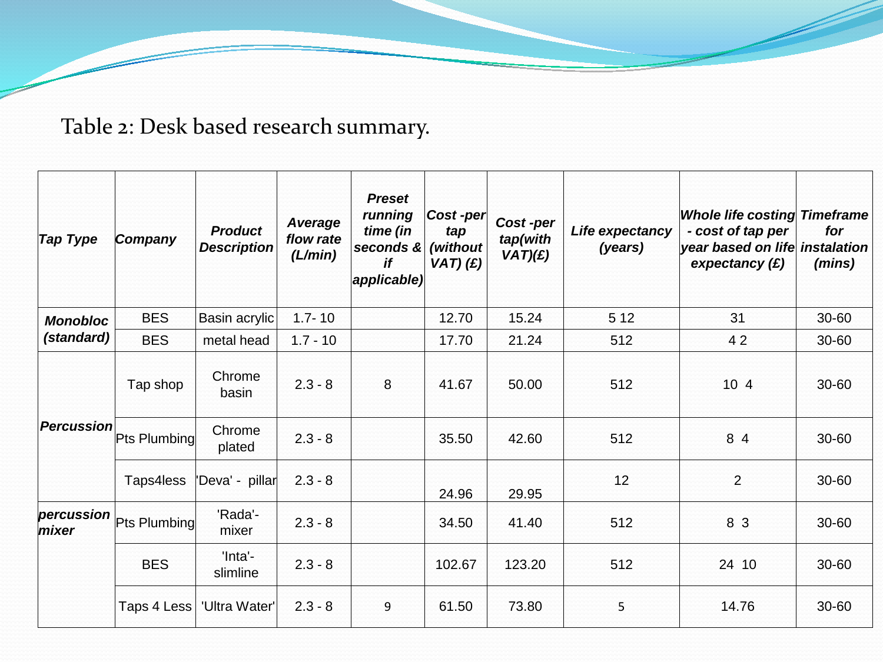Table 2: Desk based research summary.

| Tap Type | Company | Product Description | Average flow rate (L/min) | Preset running time (in seconds & if applicable) | Cost -per tap (without VAT) (£) | Cost -per tap(with VAT)(£) | Life expectancy (years) | Whole life costing - cost of tap per year based on life expectancy (£) | Timeframe for instalation (mins) |
|---|---|---|---|---|---|---|---|---|---|
| Monobloc (standard) | BES | Basin acrylic | 1.7- 10 | | 12.70 | 15.24 | 5 12 | 31 | 30-60 |
| | BES | metal head | 1.7 - 10 | | 17.70 | 21.24 | 512 | 4 2 | 30-60 |
| Percussion | Tap shop | Chrome basin | 2.3 - 8 | 8 | 41.67 | 50.00 | 512 | 10 4 | 30-60 |
| | Pts Plumbing | Chrome plated | 2.3 - 8 | | 35.50 | 42.60 | 512 | 8 4 | 30-60 |
| | Taps4less | 'Deva' - pillar | 2.3 - 8 | | 24.96 | 29.95 | 12 | 2 | 30-60 |
| percussion mixer | Pts Plumbing | 'Rada'- mixer | 2.3 - 8 | | 34.50 | 41.40 | 512 | 8 3 | 30-60 |
| | BES | 'Inta'- slimline | 2.3 - 8 | | 102.67 | 123.20 | 512 | 24 10 | 30-60 |
| | Taps 4 Less | 'Ultra Water' | 2.3 - 8 | 9 | 61.50 | 73.80 | 5 | 14.76 | 30-60 |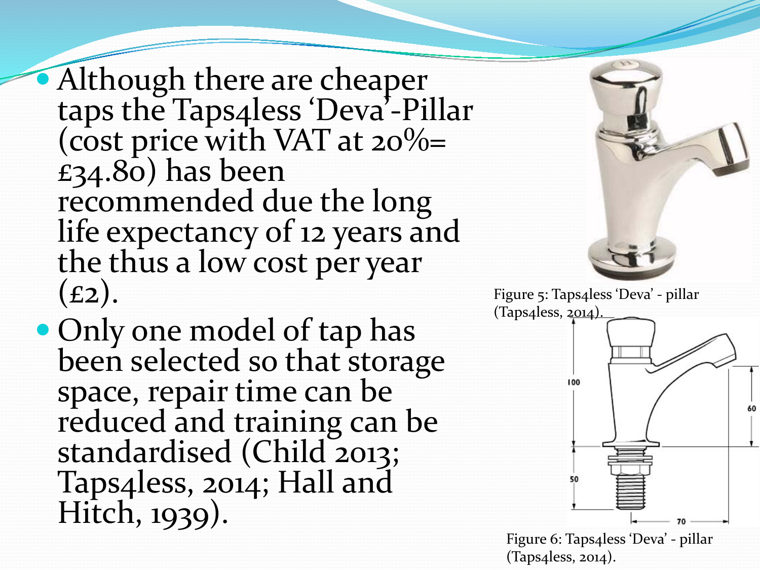- Although there are cheaper taps the Taps4less 'Deva'-Pillar (cost price with VAT at 20%= £34.80) has been recommended due the long life expectancy of 12 years and the thus a low cost per year (£2).
- Only one model of tap has been selected so that storage space, repair time can be reduced and training can be standardised (Child 2013; Taps4less, 2014; Hall and Hitch, 1939).

Figure 5: Taps4less 'Deva' - pillar (Taps4less, 2014).

Figure 6: Taps4less 'Deva' - pillar (Taps4less, 2014).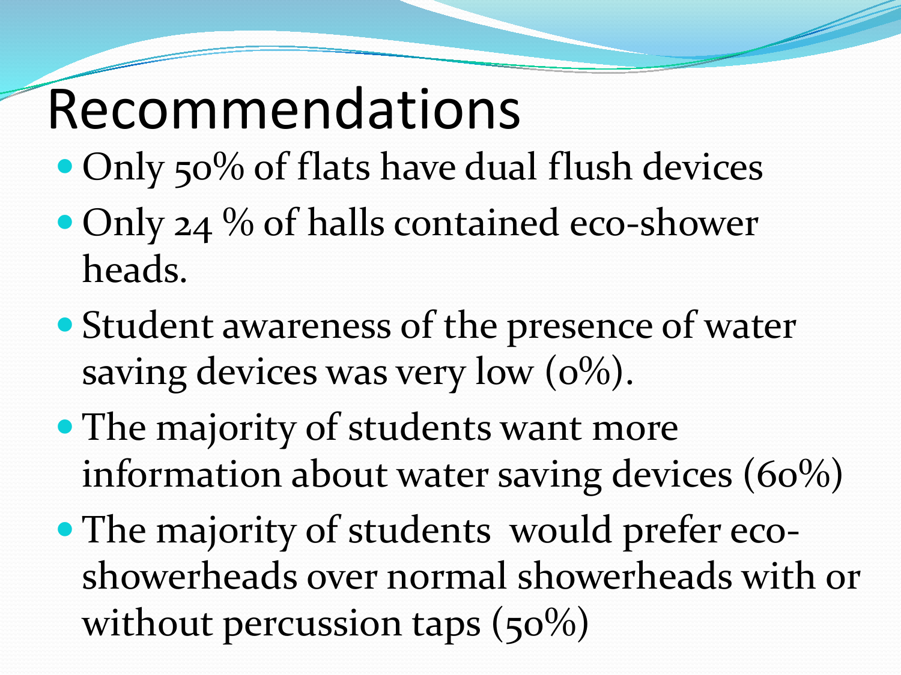# Recommendations

- Only 50% of flats have dual flush devices
- Only 24 % of halls contained eco-shower heads.
- Student awareness of the presence of water saving devices was very low (0%).
- The majority of students want more information about water saving devices (60%)
- The majority of students would prefer eco-showerheads over normal showerheads with or without percussion taps (50%)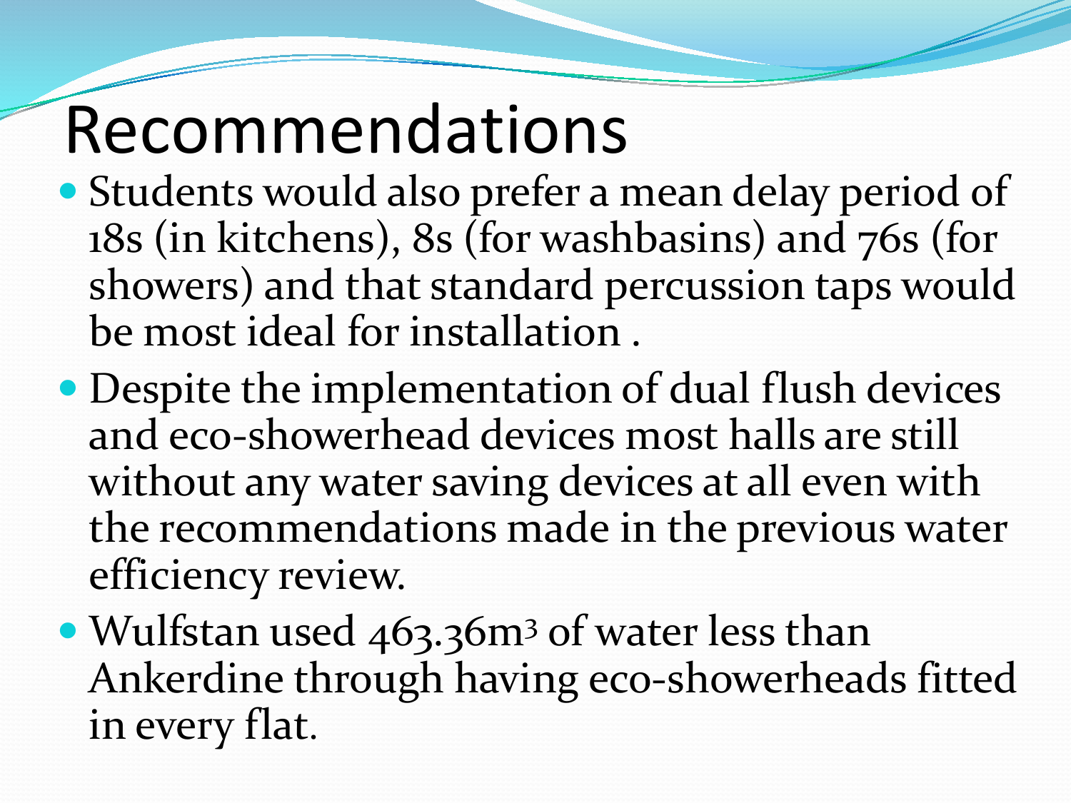# Recommendations

- Students would also prefer a mean delay period of 18s (in kitchens), 8s (for washbasins) and 76s (for showers) and that standard percussion taps would be most ideal for installation .
- Despite the implementation of dual flush devices and eco-showerhead devices most halls are still without any water saving devices at all even with the recommendations made in the previous water efficiency review.
- Wulfstan used 463.36$m^3$ of water less than Ankerdine through having eco-showerheads fitted in every flat.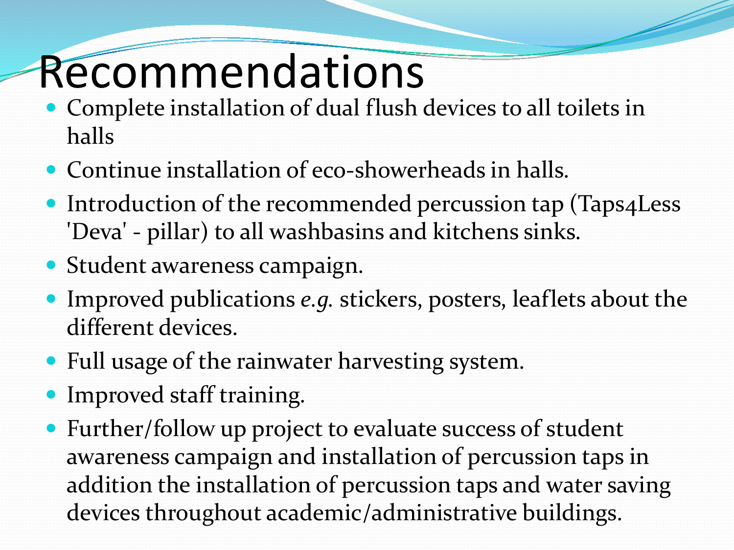# Recommendations

- Complete installation of dual flush devices to all toilets in halls
- Continue installation of eco-showerheads in halls.
- Introduction of the recommended percussion tap (Taps4Less 'Deva' - pillar) to all washbasins and kitchens sinks.
- Student awareness campaign.
- Improved publications *e.g.* stickers, posters, leaflets about the different devices.
- Full usage of the rainwater harvesting system.
- Improved staff training.
- Further/follow up project to evaluate success of student awareness campaign and installation of percussion taps in addition the installation of percussion taps and water saving devices throughout academic/administrative buildings.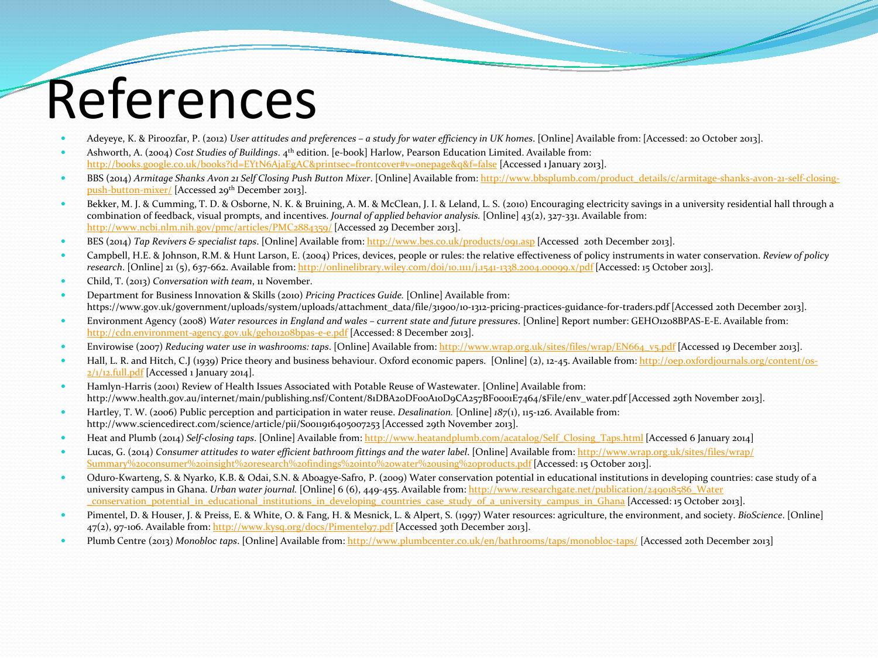# References

- Adeyeye, K. & Piroozfar, P. (2012) *User attitudes and preferences – a study for water efficiency in UK homes*. [Online] Available from: [Accessed: 20 October 2013].
- Ashworth, A. (2004) *Cost Studies of Buildings*. 4th edition. [e-book] Harlow, Pearson Education Limited. Available from: http://books.google.co.uk/books?id=EYtN6AjaEgAC&printsec=frontcover#v=onepage&q&f=false [Accessed 1 January 2013].
- BBS (2014) *Armitage Shanks Avon 21 Self Closing Push Button Mixer*. [Online] Available from: http://www.bbsplumb.com/product_details/c/armitage-shanks-avon-21-self-closing-push-button-mixer/ [Accessed 29th December 2013].
- Bekker, M. J. & Cumming, T. D. & Osborne, N. K. & Bruining, A. M. & McClean, J. I. & Leland, L. S. (2010) Encouraging electricity savings in a university residential hall through a combination of feedback, visual prompts, and incentives. *Journal of applied behavior analysis.* [Online] 43(2), 327-331. Available from: http://www.ncbi.nlm.nih.gov/pmc/articles/PMC2884359/ [Accessed 29 December 2013].
- BES (2014) *Tap Revivers & specialist taps*. [Online] Available from: http://www.bes.co.uk/products/091.asp [Accessed 20th December 2013].
- Campbell, H.E. & Johnson, R.M. & Hunt Larson, E. (2004) Prices, devices, people or rules: the relative effectiveness of policy instruments in water conservation. *Review of policy research*. [Online] 21 (5), 637-662. Available from: http://onlinelibrary.wiley.com/doi/10.1111/j.1541-1338.2004.00099.x/pdf [Accessed: 15 October 2013].
- Child, T. (2013) *Conversation with team*, 11 November.
- Department for Business Innovation & Skills (2010) *Pricing Practices Guide.* [Online] Available from: https://www.gov.uk/government/uploads/system/uploads/attachment_data/file/31900/10-1312-pricing-practices-guidance-for-traders.pdf [Accessed 20th December 2013].
- Environment Agency (2008) *Water resources in England and wales – current state and future pressures*. [Online] Report number: GEHO1208BPAS-E-E. Available from: http://cdn.environment-agency.gov.uk/geho1208bpas-e-e.pdf [Accessed: 8 December 2013].
- Envirowise (2007) *Reducing water use in washrooms: taps*. [Online] Available from: http://www.wrap.org.uk/sites/files/wrap/EN664_v5.pdf [Accessed 19 December 2013].
- Hall, L. R. and Hitch, C.J (1939) Price theory and business behaviour. Oxford economic papers. [Online] (2), 12-45. Available from: http://oep.oxfordjournals.org/content/os-2/1/12.full.pdf [Accessed 1 January 2014].
- Hamlyn-Harris (2001) Review of Health Issues Associated with Potable Reuse of Wastewater. [Online] Available from: http://www.health.gov.au/internet/main/publishing.nsf/Content/81DBA20DF00A10D9CA257BF0001E7464/$File/env_water.pdf [Accessed 29th November 2013].
- Hartley, T. W. (2006) Public perception and participation in water reuse. *Desalination.* [Online] *187*(1), 115-126. Available from: http://www.sciencedirect.com/science/article/pii/S0011916405007253 [Accessed 29th November 2013].
- Heat and Plumb (2014) *Self-closing taps*. [Online] Available from: http://www.heatandplumb.com/acatalog/Self_Closing_Taps.html [Accessed 6 January 2014]
- Lucas, G. (2014) *Consumer attitudes to water efficient bathroom fittings and the water label*. [Online] Available from: http://www.wrap.org.uk/sites/files/wrap/Summary%20consumer%20insight%20research%20findings%20into%20water%20using%20products.pdf [Accessed: 15 October 2013].
- Oduro-Kwarteng, S. & Nyarko, K.B. & Odai, S.N. & Aboagye-Safro, P. (2009) Water conservation potential in educational institutions in developing countries: case study of a university campus in Ghana. *Urban water journal.* [Online] 6 (6), 449-455. Available from: http://www.researchgate.net/publication/249018586_Water_conservation_potential_in_educational_institutions_in_developing_countries_case_study_of_a_university_campus_in_Ghana [Accessed: 15 October 2013].
- Pimentel, D. & Houser, J. & Preiss, E. & White, O. & Fang, H. & Mesnick, L. & Alpert, S. (1997) Water resources: agriculture, the environment, and society. *BioScience*. [Online] 47(2), 97-106. Available from: http://www.kysq.org/docs/Pimentel97.pdf [Accessed 30th December 2013].
- Plumb Centre (2013) *Monobloc taps*. [Online] Available from: http://www.plumbcenter.co.uk/en/bathrooms/taps/monobloc-taps/ [Accessed 20th December 2013]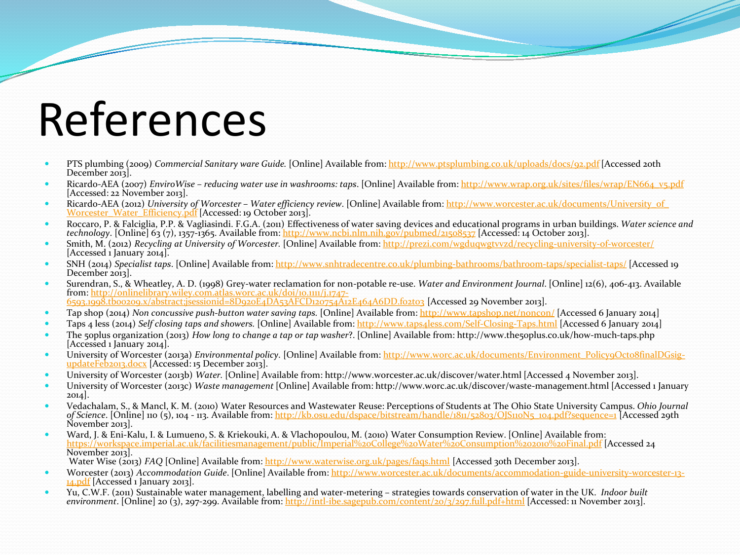# References

- PTS plumbing (2009) *Commercial Sanitary ware Guide.* [Online] Available from: http://www.ptsplumbing.co.uk/uploads/docs/92.pdf [Accessed 20th December 2013].
- Ricardo-AEA (2007) *EnviroWise – reducing water use in washrooms: taps*. [Online] Available from: http://www.wrap.org.uk/sites/files/wrap/EN664_v5.pdf [Accessed: 22 November 2013].
- Ricardo-AEA (2012) *University of Worcester – Water efficiency review*. [Online] Available from: http://www.worcester.ac.uk/documents/University_of_Worcester_Water_Efficiency.pdf [Accessed: 19 October 2013].
- Roccaro, P. & Falciglia, P.P. & Vagliasindi. F.G.A. (2011) Effectiveness of water saving devices and educational programs in urban buildings. *Water science and technology*. [Online] 63 (7), 1357-1365. Available from: http://www.ncbi.nlm.nih.gov/pubmed/21508537 [Accessed: 14 October 2013].
- Smith, M. (2012) *Recycling at University of Worcester.* [Online] Available from: http://prezi.com/wgduqwgtvvzd/recycling-university-of-worcester/ [Accessed 1 January 2014].
- SNH (2014) *Specialist taps*. [Online] Available from: http://www.snhtradecentre.co.uk/plumbing-bathrooms/bathroom-taps/specialist-taps/ [Accessed 19 December 2013].
- Surendran, S., & Wheatley, A. D. (1998) Grey-water reclamation for non-potable re-use. *Water and Environment Journal*. [Online] 12(6), 406-413. Available from: http://onlinelibrary.wiley.com.atlas.worc.ac.uk/doi/10.1111/j.1747-6593.1998.tb00209.x/abstract;jsessionid=8D920E4DA53AFCD120754A12E464A6DD.f02t03 [Accessed 29 November 2013].
- Tap shop (2014) *Non concussive push-button water saving taps.* [Online] Available from: http://www.tapshop.net/noncon/ [Accessed 6 January 2014]
- Taps 4 less (2014) *Self closing taps and showers.* [Online] Available from: http://www.taps4less.com/Self-Closing-Taps.html [Accessed 6 January 2014]
- The 50plus organization (2013) *How long to change a tap or tap washer*?. [Online] Available from: http://www.the50plus.co.uk/how-much-taps.php [Accessed 1 January 2014].
- University of Worcester (2013a) *Environmental policy*. [Online] Available from: http://www.worc.ac.uk/documents/Environment_Policy9Oct08finalDGsig-updateFeb2013.docx [Accessed: 15 December 2013].
- University of Worcester (2013b) *Water.* [Online] Available from: http://www.worcester.ac.uk/discover/water.html [Accessed 4 November 2013].
- University of Worcester (2013c) *Waste management* [Online] Available from: http://www.worc.ac.uk/discover/waste-management.html [Accessed 1 January 2014].
- Vedachalam, S., & Mancl, K. M. (2010) Water Resources and Wastewater Reuse: Perceptions of Students at The Ohio State University Campus. *Ohio Journal of Science*. [Online] 110 (5), 104 - 113. Available from: http://kb.osu.edu/dspace/bitstream/handle/1811/52803/OJS110N5_104.pdf?sequence=1 [Accessed 29th November 2013].
- Ward, J. & Eni-Kalu, I. & Lumueno, S. & Kriekouki, A. & Vlachopoulou, M. (2010) Water Consumption Review. [Online] Available from: https://workspace.imperial.ac.uk/facilitiesmanagement/public/Imperial%20College%20Water%20Consumption%202010%20Final.pdf [Accessed 24 November 2013].
  Water Wise (2013) *FAQ* [Online] Available from: http://www.waterwise.org.uk/pages/faqs.html [Accessed 30th December 2013].
- Worcester (2013) *Accommodation Guide*. [Online] Available from: http://www.worcester.ac.uk/documents/accommodation-guide-university-worcester-13-14.pdf [Accessed 1 January 2013].
- Yu, C.W.F. (2011) Sustainable water management, labelling and water-metering – strategies towards conservation of water in the UK. *Indoor built environment*. [Online] 20 (3), 297-299. Available from: http://intl-ibe.sagepub.com/content/20/3/297.full.pdf+html [Accessed: 11 November 2013].